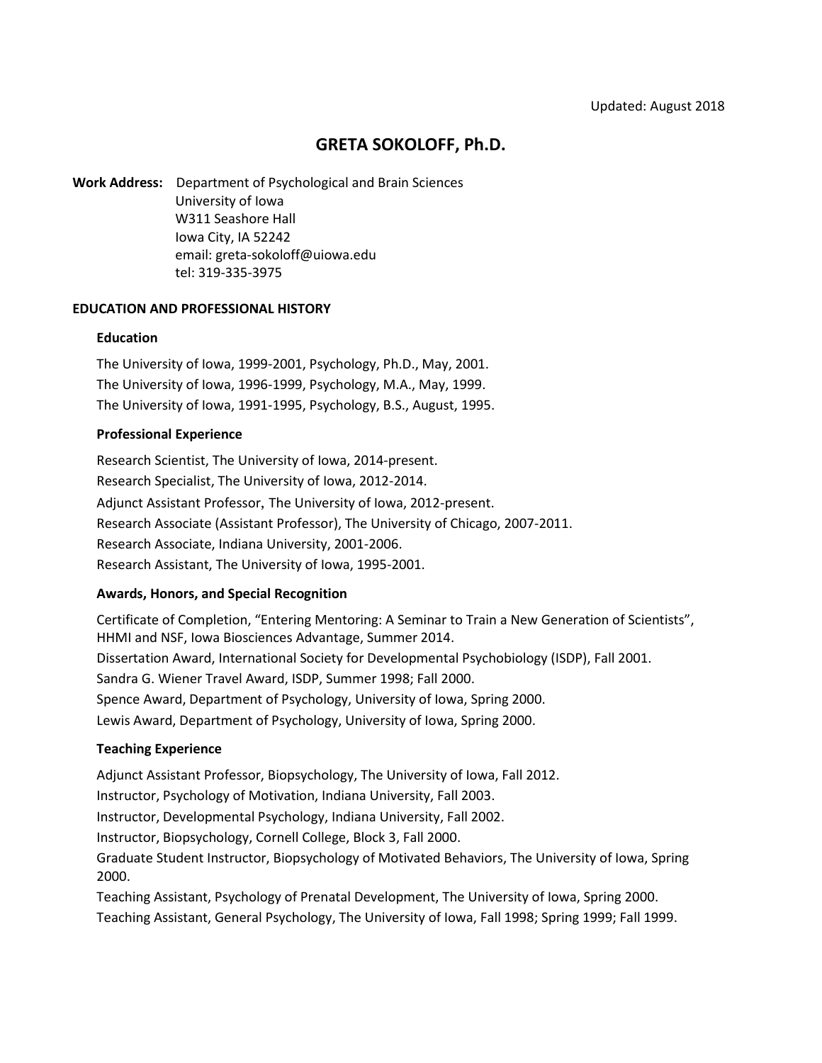Updated: August 2018

# GRETA SOKOLOFF, Ph.D.

**Work Address:** Department of Psychological and Brain Sciences
University of Iowa
W311 Seashore Hall
Iowa City, IA 52242
email: greta-sokoloff@uiowa.edu
tel: 319-335-3975

## EDUCATION AND PROFESSIONAL HISTORY

### Education

The University of Iowa, 1999-2001, Psychology, Ph.D., May, 2001.
The University of Iowa, 1996-1999, Psychology, M.A., May, 1999.
The University of Iowa, 1991-1995, Psychology, B.S., August, 1995.

### Professional Experience

Research Scientist, The University of Iowa, 2014-present.
Research Specialist, The University of Iowa, 2012-2014.
Adjunct Assistant Professor, The University of Iowa, 2012-present.
Research Associate (Assistant Professor), The University of Chicago, 2007-2011.
Research Associate, Indiana University, 2001-2006.
Research Assistant, The University of Iowa, 1995-2001.

### Awards, Honors, and Special Recognition

Certificate of Completion, "Entering Mentoring: A Seminar to Train a New Generation of Scientists", HHMI and NSF, Iowa Biosciences Advantage, Summer 2014.
Dissertation Award, International Society for Developmental Psychobiology (ISDP), Fall 2001.
Sandra G. Wiener Travel Award, ISDP, Summer 1998; Fall 2000.
Spence Award, Department of Psychology, University of Iowa, Spring 2000.
Lewis Award, Department of Psychology, University of Iowa, Spring 2000.

### Teaching Experience

Adjunct Assistant Professor, Biopsychology, The University of Iowa, Fall 2012.
Instructor, Psychology of Motivation, Indiana University, Fall 2003.
Instructor, Developmental Psychology, Indiana University, Fall 2002.
Instructor, Biopsychology, Cornell College, Block 3, Fall 2000.
Graduate Student Instructor, Biopsychology of Motivated Behaviors, The University of Iowa, Spring 2000.
Teaching Assistant, Psychology of Prenatal Development, The University of Iowa, Spring 2000.
Teaching Assistant, General Psychology, The University of Iowa, Fall 1998; Spring 1999; Fall 1999.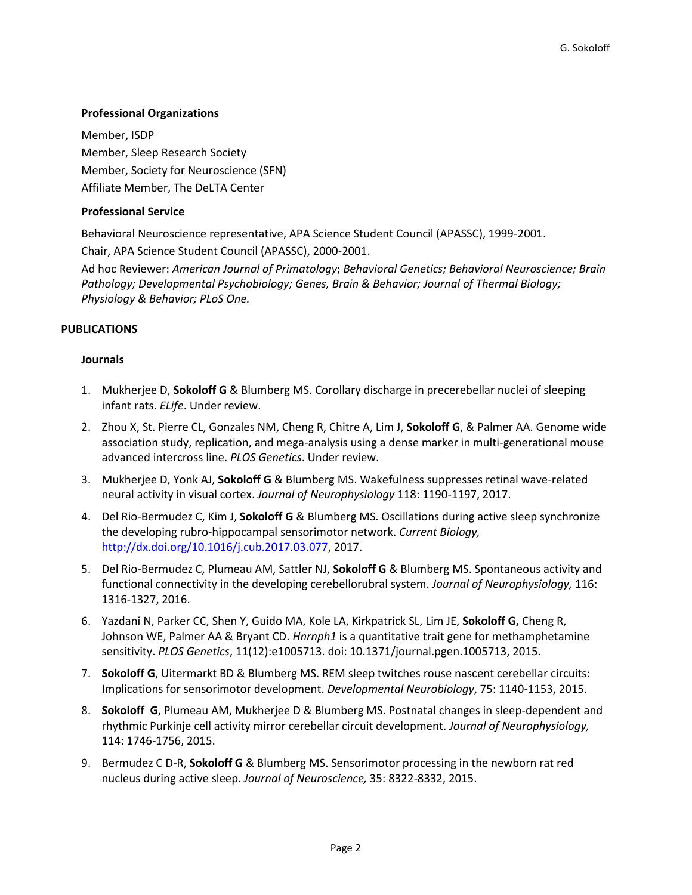### Professional Organizations

Member, ISDP
Member, Sleep Research Society
Member, Society for Neuroscience (SFN)
Affiliate Member, The DeLTA Center

### Professional Service

Behavioral Neuroscience representative, APA Science Student Council (APASSC), 1999-2001.
Chair, APA Science Student Council (APASSC), 2000-2001.

Ad hoc Reviewer: *American Journal of Primatology*; *Behavioral Genetics; Behavioral Neuroscience; Brain Pathology; Developmental Psychobiology; Genes, Brain & Behavior; Journal of Thermal Biology; Physiology & Behavior; PLoS One.*

## PUBLICATIONS

### Journals

1. Mukherjee D, **Sokoloff G** & Blumberg MS. Corollary discharge in precerebellar nuclei of sleeping infant rats. *ELife*. Under review.
2. Zhou X, St. Pierre CL, Gonzales NM, Cheng R, Chitre A, Lim J, **Sokoloff G**, & Palmer AA. Genome wide association study, replication, and mega-analysis using a dense marker in multi-generational mouse advanced intercross line. *PLOS Genetics*. Under review.
3. Mukherjee D, Yonk AJ, **Sokoloff G** & Blumberg MS. Wakefulness suppresses retinal wave-related neural activity in visual cortex. *Journal of Neurophysiology* 118: 1190-1197, 2017.
4. Del Rio-Bermudez C, Kim J, **Sokoloff G** & Blumberg MS. Oscillations during active sleep synchronize the developing rubro-hippocampal sensorimotor network. *Current Biology,* http://dx.doi.org/10.1016/j.cub.2017.03.077, 2017.
5. Del Rio-Bermudez C, Plumeau AM, Sattler NJ, **Sokoloff G** & Blumberg MS. Spontaneous activity and functional connectivity in the developing cerebellorubral system. *Journal of Neurophysiology,* 116: 1316-1327, 2016.
6. Yazdani N, Parker CC, Shen Y, Guido MA, Kole LA, Kirkpatrick SL, Lim JE, **Sokoloff G,** Cheng R, Johnson WE, Palmer AA & Bryant CD. *Hnrnph1* is a quantitative trait gene for methamphetamine sensitivity. *PLOS Genetics*, 11(12):e1005713. doi: 10.1371/journal.pgen.1005713, 2015.
7. **Sokoloff G**, Uitermarkt BD & Blumberg MS. REM sleep twitches rouse nascent cerebellar circuits: Implications for sensorimotor development. *Developmental Neurobiology*, 75: 1140-1153, 2015.
8. **Sokoloff G**, Plumeau AM, Mukherjee D & Blumberg MS. Postnatal changes in sleep-dependent and rhythmic Purkinje cell activity mirror cerebellar circuit development. *Journal of Neurophysiology,* 114: 1746-1756, 2015.
9. Bermudez C D-R, **Sokoloff G** & Blumberg MS. Sensorimotor processing in the newborn rat red nucleus during active sleep. *Journal of Neuroscience,* 35: 8322-8332, 2015.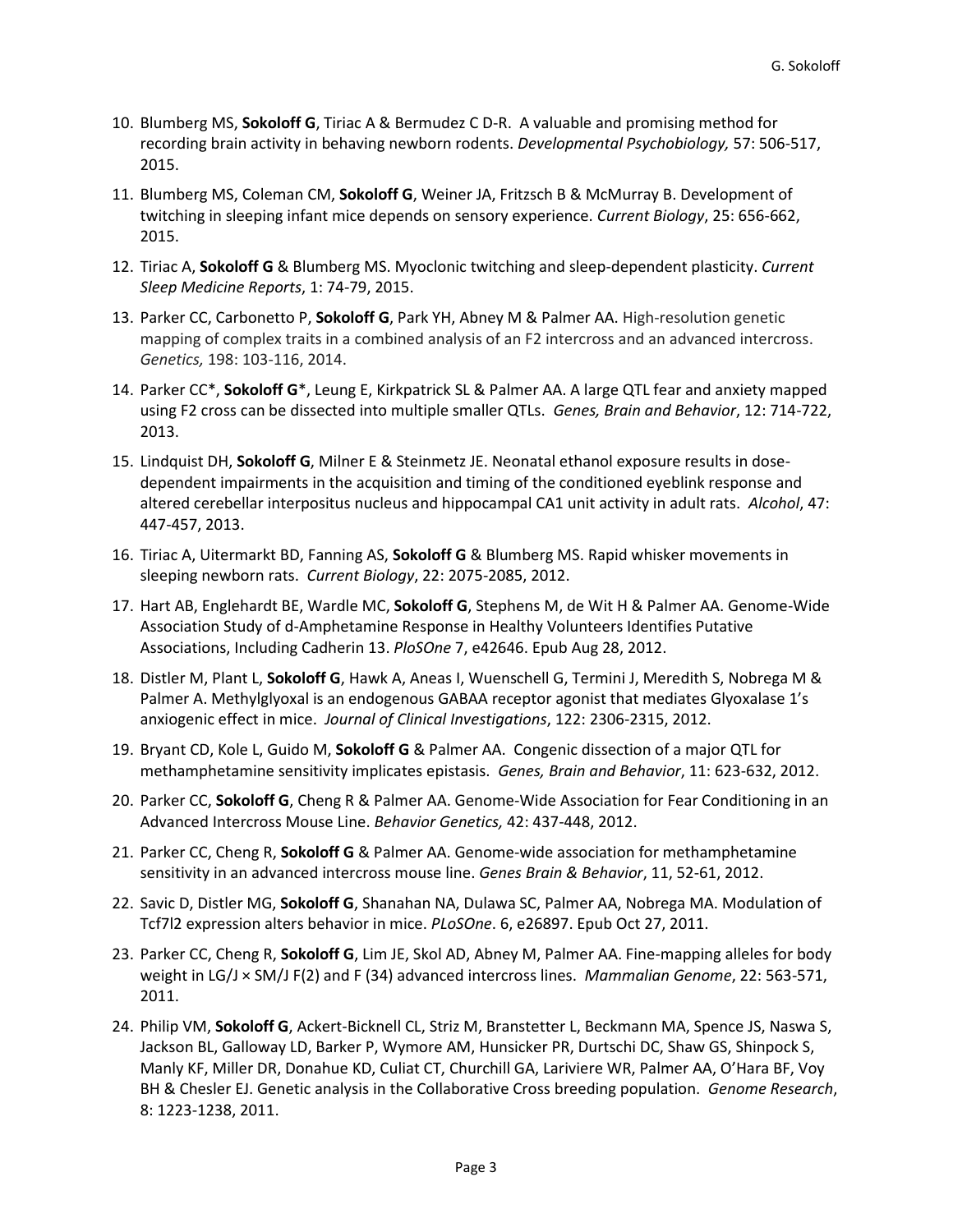10. Blumberg MS, **Sokoloff G**, Tiriac A & Bermudez C D-R. A valuable and promising method for recording brain activity in behaving newborn rodents. *Developmental Psychobiology,* 57: 506-517, 2015.

11. Blumberg MS, Coleman CM, **Sokoloff G**, Weiner JA, Fritzsch B & McMurray B. Development of twitching in sleeping infant mice depends on sensory experience. *Current Biology*, 25: 656-662, 2015.

12. Tiriac A, **Sokoloff G** & Blumberg MS. Myoclonic twitching and sleep-dependent plasticity. *Current Sleep Medicine Reports*, 1: 74-79, 2015.

13. Parker CC, Carbonetto P, **Sokoloff G**, Park YH, Abney M & Palmer AA. High-resolution genetic mapping of complex traits in a combined analysis of an F2 intercross and an advanced intercross. *Genetics,* 198: 103-116, 2014.

14. Parker CC*, **Sokoloff G***, Leung E, Kirkpatrick SL & Palmer AA. A large QTL fear and anxiety mapped using F2 cross can be dissected into multiple smaller QTLs. *Genes, Brain and Behavior*, 12: 714-722, 2013.

15. Lindquist DH, **Sokoloff G**, Milner E & Steinmetz JE. Neonatal ethanol exposure results in dose-dependent impairments in the acquisition and timing of the conditioned eyeblink response and altered cerebellar interpositus nucleus and hippocampal CA1 unit activity in adult rats. *Alcohol*, 47: 447-457, 2013.

16. Tiriac A, Uitermarkt BD, Fanning AS, **Sokoloff G** & Blumberg MS. Rapid whisker movements in sleeping newborn rats. *Current Biology*, 22: 2075-2085, 2012.

17. Hart AB, Englehardt BE, Wardle MC, **Sokoloff G**, Stephens M, de Wit H & Palmer AA. Genome-Wide Association Study of d-Amphetamine Response in Healthy Volunteers Identifies Putative Associations, Including Cadherin 13. *PloSOne* 7, e42646. Epub Aug 28, 2012.

18. Distler M, Plant L, **Sokoloff G**, Hawk A, Aneas I, Wuenschell G, Termini J, Meredith S, Nobrega M & Palmer A. Methylglyoxal is an endogenous GABAA receptor agonist that mediates Glyoxalase 1's anxiogenic effect in mice. *Journal of Clinical Investigations*, 122: 2306-2315, 2012.

19. Bryant CD, Kole L, Guido M, **Sokoloff G** & Palmer AA. Congenic dissection of a major QTL for methamphetamine sensitivity implicates epistasis. *Genes, Brain and Behavior*, 11: 623-632, 2012.

20. Parker CC, **Sokoloff G**, Cheng R & Palmer AA. Genome-Wide Association for Fear Conditioning in an Advanced Intercross Mouse Line. *Behavior Genetics,* 42: 437-448, 2012.

21. Parker CC, Cheng R, **Sokoloff G** & Palmer AA. Genome-wide association for methamphetamine sensitivity in an advanced intercross mouse line. *Genes Brain & Behavior*, 11, 52-61, 2012.

22. Savic D, Distler MG, **Sokoloff G**, Shanahan NA, Dulawa SC, Palmer AA, Nobrega MA. Modulation of Tcf7l2 expression alters behavior in mice. *PLoSOne*. 6, e26897. Epub Oct 27, 2011.

23. Parker CC, Cheng R, **Sokoloff G**, Lim JE, Skol AD, Abney M, Palmer AA. Fine-mapping alleles for body weight in LG/J × SM/J F(2) and F (34) advanced intercross lines. *Mammalian Genome*, 22: 563-571, 2011.

24. Philip VM, **Sokoloff G**, Ackert-Bicknell CL, Striz M, Branstetter L, Beckmann MA, Spence JS, Naswa S, Jackson BL, Galloway LD, Barker P, Wymore AM, Hunsicker PR, Durtschi DC, Shaw GS, Shinpock S, Manly KF, Miller DR, Donahue KD, Culiat CT, Churchill GA, Lariviere WR, Palmer AA, O'Hara BF, Voy BH & Chesler EJ. Genetic analysis in the Collaborative Cross breeding population. *Genome Research*, 8: 1223-1238, 2011.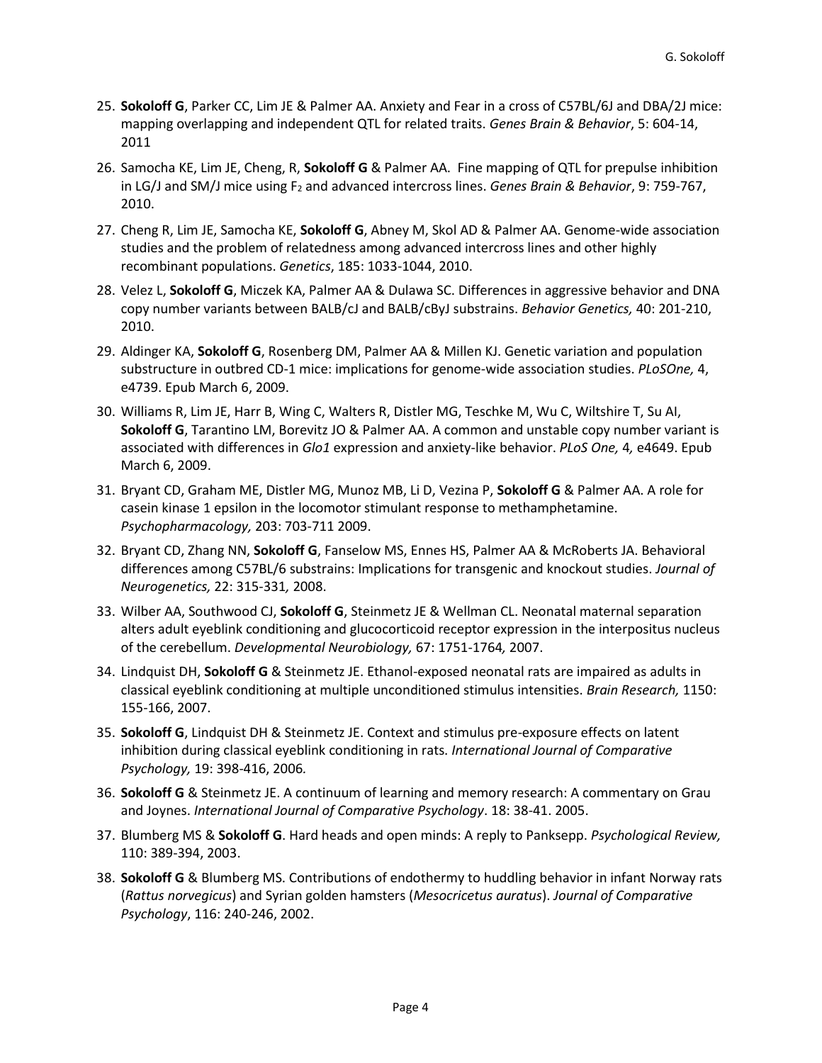25. **Sokoloff G**, Parker CC, Lim JE & Palmer AA. Anxiety and Fear in a cross of C57BL/6J and DBA/2J mice: mapping overlapping and independent QTL for related traits. *Genes Brain & Behavior*, 5: 604-14, 2011

26. Samocha KE, Lim JE, Cheng, R, **Sokoloff G** & Palmer AA. Fine mapping of QTL for prepulse inhibition in LG/J and SM/J mice using $F_2$ and advanced intercross lines. *Genes Brain & Behavior*, 9: 759-767, 2010.

27. Cheng R, Lim JE, Samocha KE, **Sokoloff G**, Abney M, Skol AD & Palmer AA. Genome-wide association studies and the problem of relatedness among advanced intercross lines and other highly recombinant populations. *Genetics*, 185: 1033-1044, 2010.

28. Velez L, **Sokoloff G**, Miczek KA, Palmer AA & Dulawa SC. Differences in aggressive behavior and DNA copy number variants between BALB/cJ and BALB/cByJ substrains. *Behavior Genetics,* 40: 201-210, 2010.

29. Aldinger KA, **Sokoloff G**, Rosenberg DM, Palmer AA & Millen KJ. Genetic variation and population substructure in outbred CD-1 mice: implications for genome-wide association studies. *PLoSOne,* 4, e4739. Epub March 6, 2009.

30. Williams R, Lim JE, Harr B, Wing C, Walters R, Distler MG, Teschke M, Wu C, Wiltshire T, Su AI, **Sokoloff G**, Tarantino LM, Borevitz JO & Palmer AA. A common and unstable copy number variant is associated with differences in *Glo1* expression and anxiety-like behavior. *PLoS One,* 4*,* e4649. Epub March 6, 2009.

31. Bryant CD, Graham ME, Distler MG, Munoz MB, Li D, Vezina P, **Sokoloff G** & Palmer AA. A role for casein kinase 1 epsilon in the locomotor stimulant response to methamphetamine. *Psychopharmacology,* 203: 703-711 2009.

32. Bryant CD, Zhang NN, **Sokoloff G**, Fanselow MS, Ennes HS, Palmer AA & McRoberts JA. Behavioral differences among C57BL/6 substrains: Implications for transgenic and knockout studies. *Journal of Neurogenetics,* 22: 315-331*,* 2008.

33. Wilber AA, Southwood CJ, **Sokoloff G**, Steinmetz JE & Wellman CL. Neonatal maternal separation alters adult eyeblink conditioning and glucocorticoid receptor expression in the interpositus nucleus of the cerebellum. *Developmental Neurobiology,* 67: 1751-1764*,* 2007.

34. Lindquist DH, **Sokoloff G** & Steinmetz JE. Ethanol-exposed neonatal rats are impaired as adults in classical eyeblink conditioning at multiple unconditioned stimulus intensities. *Brain Research,* 1150: 155-166, 2007.

35. **Sokoloff G**, Lindquist DH & Steinmetz JE. Context and stimulus pre-exposure effects on latent inhibition during classical eyeblink conditioning in rats. *International Journal of Comparative Psychology,* 19: 398-416, 2006*.*

36. **Sokoloff G** & Steinmetz JE. A continuum of learning and memory research: A commentary on Grau and Joynes. *International Journal of Comparative Psychology*. 18: 38-41. 2005.

37. Blumberg MS & **Sokoloff G**. Hard heads and open minds: A reply to Panksepp. *Psychological Review,* 110: 389-394, 2003.

38. **Sokoloff G** & Blumberg MS. Contributions of endothermy to huddling behavior in infant Norway rats (*Rattus norvegicus*) and Syrian golden hamsters (*Mesocricetus auratus*). *Journal of Comparative Psychology*, 116: 240-246, 2002.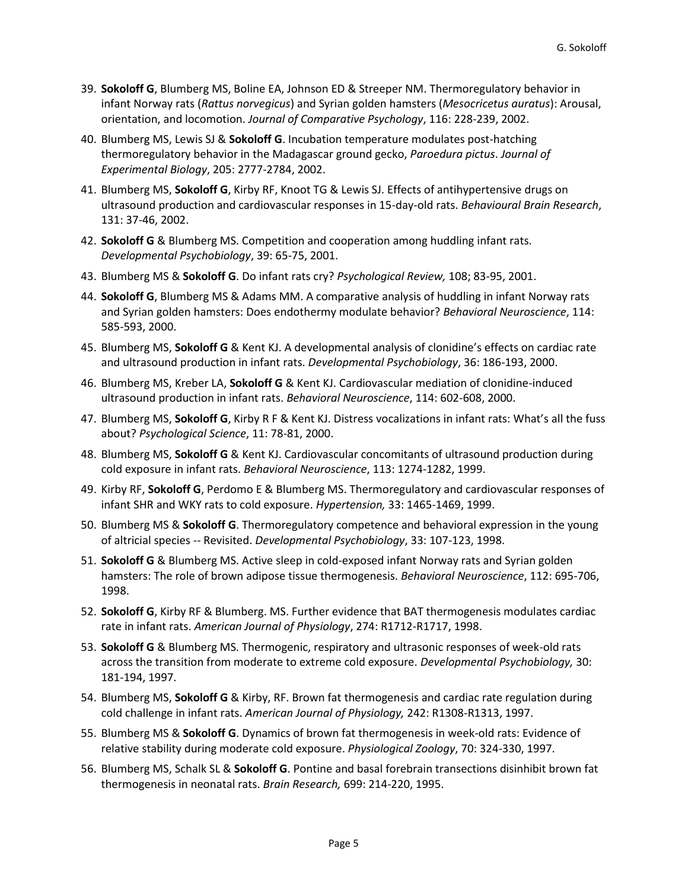39. **Sokoloff G**, Blumberg MS, Boline EA, Johnson ED & Streeper NM. Thermoregulatory behavior in infant Norway rats (*Rattus norvegicus*) and Syrian golden hamsters (*Mesocricetus auratus*): Arousal, orientation, and locomotion. *Journal of Comparative Psychology*, 116: 228-239, 2002.
40. Blumberg MS, Lewis SJ & **Sokoloff G**. Incubation temperature modulates post-hatching thermoregulatory behavior in the Madagascar ground gecko, *Paroedura pictus*. *Journal of Experimental Biology*, 205: 2777-2784, 2002.
41. Blumberg MS, **Sokoloff G**, Kirby RF, Knoot TG & Lewis SJ. Effects of antihypertensive drugs on ultrasound production and cardiovascular responses in 15-day-old rats. *Behavioural Brain Research*, 131: 37-46, 2002.
42. **Sokoloff G** & Blumberg MS. Competition and cooperation among huddling infant rats. *Developmental Psychobiology*, 39: 65-75, 2001.
43. Blumberg MS & **Sokoloff G**. Do infant rats cry? *Psychological Review,* 108; 83-95, 2001.
44. **Sokoloff G**, Blumberg MS & Adams MM. A comparative analysis of huddling in infant Norway rats and Syrian golden hamsters: Does endothermy modulate behavior? *Behavioral Neuroscience*, 114: 585-593, 2000.
45. Blumberg MS, **Sokoloff G** & Kent KJ. A developmental analysis of clonidine's effects on cardiac rate and ultrasound production in infant rats. *Developmental Psychobiology*, 36: 186-193, 2000.
46. Blumberg MS, Kreber LA, **Sokoloff G** & Kent KJ. Cardiovascular mediation of clonidine-induced ultrasound production in infant rats. *Behavioral Neuroscience*, 114: 602-608, 2000.
47. Blumberg MS, **Sokoloff G**, Kirby R F & Kent KJ. Distress vocalizations in infant rats: What's all the fuss about? *Psychological Science*, 11: 78-81, 2000.
48. Blumberg MS, **Sokoloff G** & Kent KJ. Cardiovascular concomitants of ultrasound production during cold exposure in infant rats. *Behavioral Neuroscience*, 113: 1274-1282, 1999.
49. Kirby RF, **Sokoloff G**, Perdomo E & Blumberg MS. Thermoregulatory and cardiovascular responses of infant SHR and WKY rats to cold exposure. *Hypertension,* 33: 1465-1469, 1999.
50. Blumberg MS & **Sokoloff G**. Thermoregulatory competence and behavioral expression in the young of altricial species -- Revisited. *Developmental Psychobiology*, 33: 107-123, 1998.
51. **Sokoloff G** & Blumberg MS. Active sleep in cold-exposed infant Norway rats and Syrian golden hamsters: The role of brown adipose tissue thermogenesis. *Behavioral Neuroscience*, 112: 695-706, 1998.
52. **Sokoloff G**, Kirby RF & Blumberg. MS. Further evidence that BAT thermogenesis modulates cardiac rate in infant rats. *American Journal of Physiology*, 274: R1712-R1717, 1998.
53. **Sokoloff G** & Blumberg MS. Thermogenic, respiratory and ultrasonic responses of week-old rats across the transition from moderate to extreme cold exposure. *Developmental Psychobiology,* 30: 181-194, 1997.
54. Blumberg MS, **Sokoloff G** & Kirby, RF. Brown fat thermogenesis and cardiac rate regulation during cold challenge in infant rats. *American Journal of Physiology,* 242: R1308-R1313, 1997.
55. Blumberg MS & **Sokoloff G**. Dynamics of brown fat thermogenesis in week-old rats: Evidence of relative stability during moderate cold exposure. *Physiological Zoology*, 70: 324-330, 1997.
56. Blumberg MS, Schalk SL & **Sokoloff G**. Pontine and basal forebrain transections disinhibit brown fat thermogenesis in neonatal rats. *Brain Research,* 699: 214-220, 1995.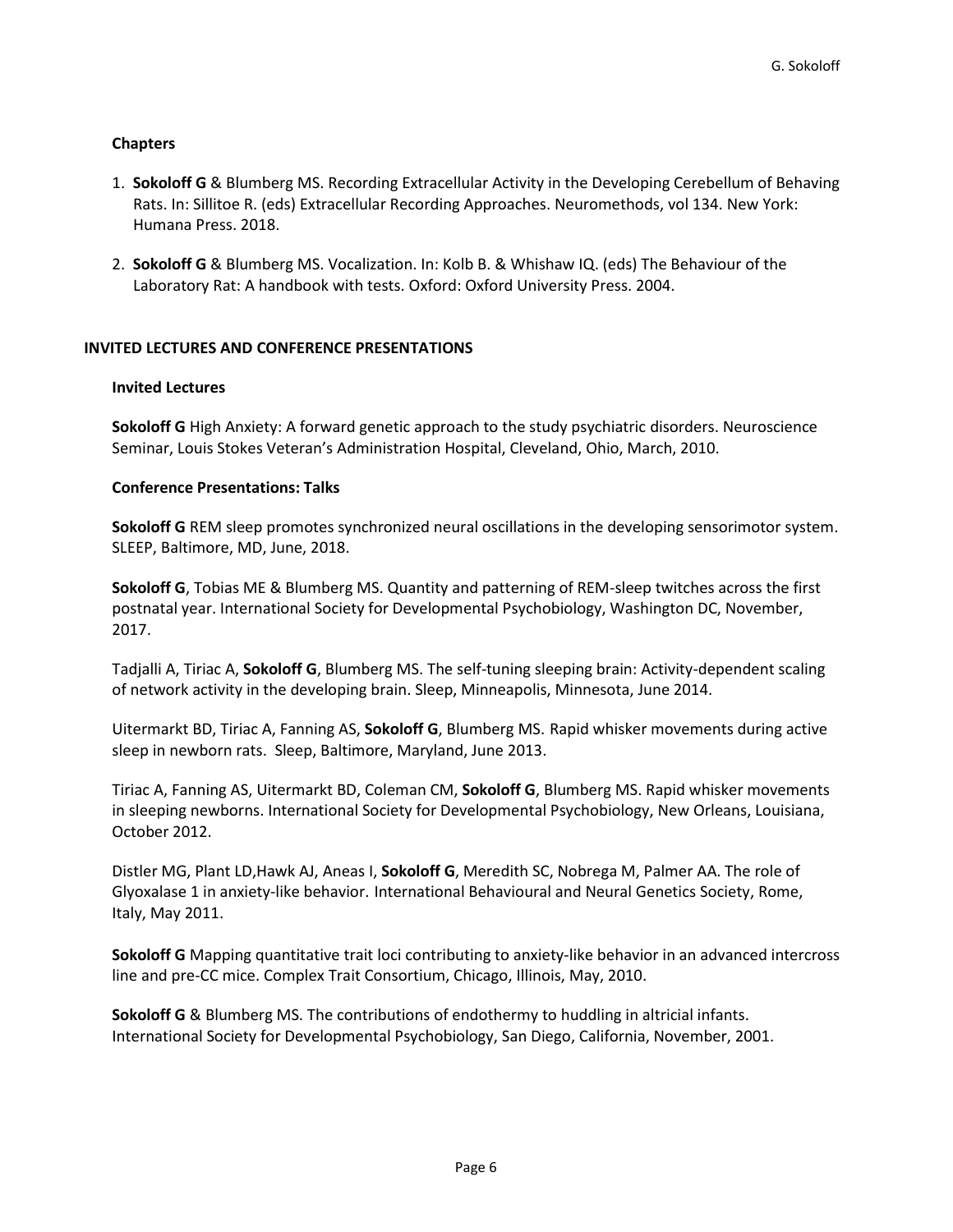### Chapters

1. **Sokoloff G** & Blumberg MS. Recording Extracellular Activity in the Developing Cerebellum of Behaving Rats. In: Sillitoe R. (eds) Extracellular Recording Approaches. Neuromethods, vol 134. New York: Humana Press. 2018.

2. **Sokoloff G** & Blumberg MS. Vocalization. In: Kolb B. & Whishaw IQ. (eds) The Behaviour of the Laboratory Rat: A handbook with tests. Oxford: Oxford University Press. 2004.

## INVITED LECTURES AND CONFERENCE PRESENTATIONS

### Invited Lectures

**Sokoloff G** High Anxiety: A forward genetic approach to the study psychiatric disorders. Neuroscience Seminar, Louis Stokes Veteran's Administration Hospital, Cleveland, Ohio, March, 2010.

### Conference Presentations: Talks

**Sokoloff G** REM sleep promotes synchronized neural oscillations in the developing sensorimotor system. SLEEP, Baltimore, MD, June, 2018.

**Sokoloff G**, Tobias ME & Blumberg MS. Quantity and patterning of REM-sleep twitches across the first postnatal year. International Society for Developmental Psychobiology, Washington DC, November, 2017.

Tadjalli A, Tiriac A, **Sokoloff G**, Blumberg MS. The self-tuning sleeping brain: Activity-dependent scaling of network activity in the developing brain. Sleep, Minneapolis, Minnesota, June 2014.

Uitermarkt BD, Tiriac A, Fanning AS, **Sokoloff G**, Blumberg MS. Rapid whisker movements during active sleep in newborn rats. Sleep, Baltimore, Maryland, June 2013.

Tiriac A, Fanning AS, Uitermarkt BD, Coleman CM, **Sokoloff G**, Blumberg MS. Rapid whisker movements in sleeping newborns. International Society for Developmental Psychobiology, New Orleans, Louisiana, October 2012.

Distler MG, Plant LD,Hawk AJ, Aneas I, **Sokoloff G**, Meredith SC, Nobrega M, Palmer AA. The role of Glyoxalase 1 in anxiety-like behavior. International Behavioural and Neural Genetics Society, Rome, Italy, May 2011.

**Sokoloff G** Mapping quantitative trait loci contributing to anxiety-like behavior in an advanced intercross line and pre-CC mice. Complex Trait Consortium, Chicago, Illinois, May, 2010.

**Sokoloff G** & Blumberg MS. The contributions of endothermy to huddling in altricial infants. International Society for Developmental Psychobiology, San Diego, California, November, 2001.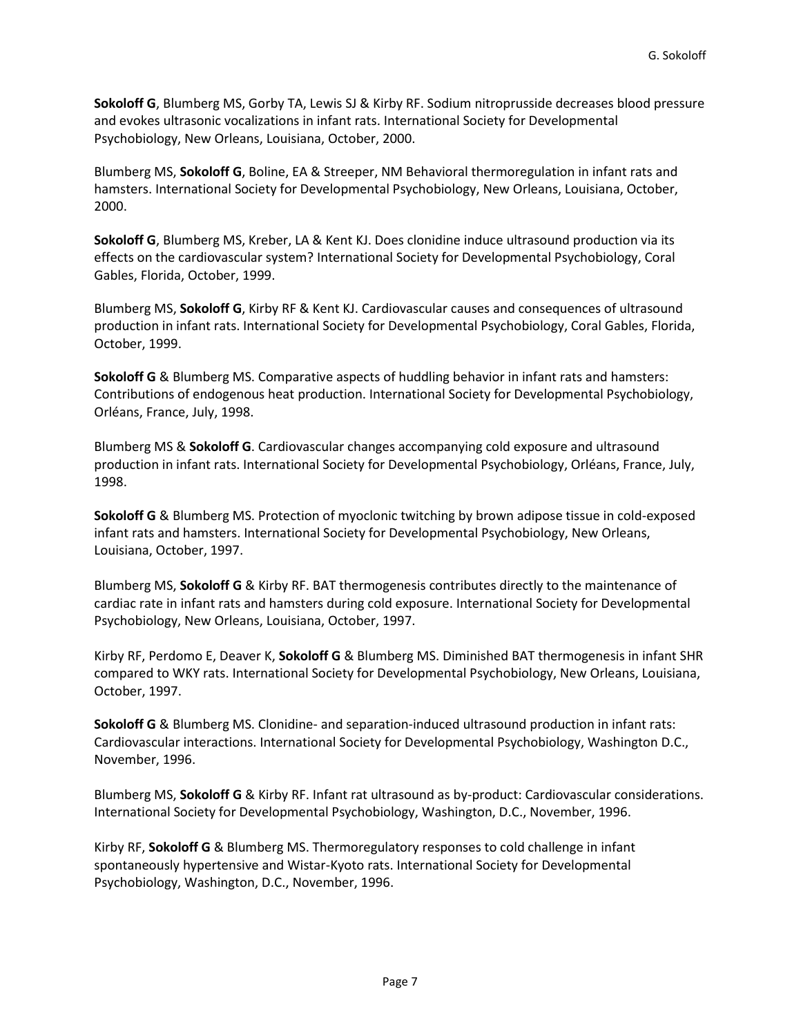**Sokoloff G**, Blumberg MS, Gorby TA, Lewis SJ & Kirby RF. Sodium nitroprusside decreases blood pressure and evokes ultrasonic vocalizations in infant rats. International Society for Developmental Psychobiology, New Orleans, Louisiana, October, 2000.

Blumberg MS, **Sokoloff G**, Boline, EA & Streeper, NM Behavioral thermoregulation in infant rats and hamsters. International Society for Developmental Psychobiology, New Orleans, Louisiana, October, 2000.

**Sokoloff G**, Blumberg MS, Kreber, LA & Kent KJ. Does clonidine induce ultrasound production via its effects on the cardiovascular system? International Society for Developmental Psychobiology, Coral Gables, Florida, October, 1999.

Blumberg MS, **Sokoloff G**, Kirby RF & Kent KJ. Cardiovascular causes and consequences of ultrasound production in infant rats. International Society for Developmental Psychobiology, Coral Gables, Florida, October, 1999.

**Sokoloff G** & Blumberg MS. Comparative aspects of huddling behavior in infant rats and hamsters: Contributions of endogenous heat production. International Society for Developmental Psychobiology, Orléans, France, July, 1998.

Blumberg MS & **Sokoloff G**. Cardiovascular changes accompanying cold exposure and ultrasound production in infant rats. International Society for Developmental Psychobiology, Orléans, France, July, 1998.

**Sokoloff G** & Blumberg MS. Protection of myoclonic twitching by brown adipose tissue in cold-exposed infant rats and hamsters. International Society for Developmental Psychobiology, New Orleans, Louisiana, October, 1997.

Blumberg MS, **Sokoloff G** & Kirby RF. BAT thermogenesis contributes directly to the maintenance of cardiac rate in infant rats and hamsters during cold exposure. International Society for Developmental Psychobiology, New Orleans, Louisiana, October, 1997.

Kirby RF, Perdomo E, Deaver K, **Sokoloff G** & Blumberg MS. Diminished BAT thermogenesis in infant SHR compared to WKY rats. International Society for Developmental Psychobiology, New Orleans, Louisiana, October, 1997.

**Sokoloff G** & Blumberg MS. Clonidine- and separation-induced ultrasound production in infant rats: Cardiovascular interactions. International Society for Developmental Psychobiology, Washington D.C., November, 1996.

Blumberg MS, **Sokoloff G** & Kirby RF. Infant rat ultrasound as by-product: Cardiovascular considerations. International Society for Developmental Psychobiology, Washington, D.C., November, 1996.

Kirby RF, **Sokoloff G** & Blumberg MS. Thermoregulatory responses to cold challenge in infant spontaneously hypertensive and Wistar-Kyoto rats. International Society for Developmental Psychobiology, Washington, D.C., November, 1996.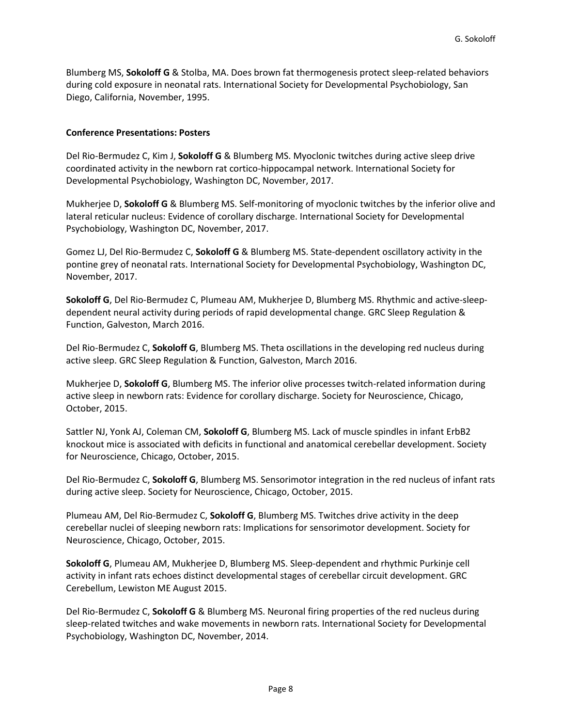Blumberg MS, **Sokoloff G** & Stolba, MA. Does brown fat thermogenesis protect sleep-related behaviors during cold exposure in neonatal rats. International Society for Developmental Psychobiology, San Diego, California, November, 1995.

**Conference Presentations: Posters**

Del Rio-Bermudez C, Kim J, **Sokoloff G** & Blumberg MS. Myoclonic twitches during active sleep drive coordinated activity in the newborn rat cortico-hippocampal network. International Society for Developmental Psychobiology, Washington DC, November, 2017.

Mukherjee D, **Sokoloff G** & Blumberg MS. Self-monitoring of myoclonic twitches by the inferior olive and lateral reticular nucleus: Evidence of corollary discharge. International Society for Developmental Psychobiology, Washington DC, November, 2017.

Gomez LJ, Del Rio-Bermudez C, **Sokoloff G** & Blumberg MS. State-dependent oscillatory activity in the pontine grey of neonatal rats. International Society for Developmental Psychobiology, Washington DC, November, 2017.

**Sokoloff G**, Del Rio-Bermudez C, Plumeau AM, Mukherjee D, Blumberg MS. Rhythmic and active-sleep-dependent neural activity during periods of rapid developmental change. GRC Sleep Regulation & Function, Galveston, March 2016.

Del Rio-Bermudez C, **Sokoloff G**, Blumberg MS. Theta oscillations in the developing red nucleus during active sleep. GRC Sleep Regulation & Function, Galveston, March 2016.

Mukherjee D, **Sokoloff G**, Blumberg MS. The inferior olive processes twitch-related information during active sleep in newborn rats: Evidence for corollary discharge. Society for Neuroscience, Chicago, October, 2015.

Sattler NJ, Yonk AJ, Coleman CM, **Sokoloff G**, Blumberg MS. Lack of muscle spindles in infant ErbB2 knockout mice is associated with deficits in functional and anatomical cerebellar development. Society for Neuroscience, Chicago, October, 2015.

Del Rio-Bermudez C, **Sokoloff G**, Blumberg MS. Sensorimotor integration in the red nucleus of infant rats during active sleep. Society for Neuroscience, Chicago, October, 2015.

Plumeau AM, Del Rio-Bermudez C, **Sokoloff G**, Blumberg MS. Twitches drive activity in the deep cerebellar nuclei of sleeping newborn rats: Implications for sensorimotor development. Society for Neuroscience, Chicago, October, 2015.

**Sokoloff G**, Plumeau AM, Mukherjee D, Blumberg MS. Sleep-dependent and rhythmic Purkinje cell activity in infant rats echoes distinct developmental stages of cerebellar circuit development. GRC Cerebellum, Lewiston ME August 2015.

Del Rio-Bermudez C, **Sokoloff G** & Blumberg MS. Neuronal firing properties of the red nucleus during sleep-related twitches and wake movements in newborn rats. International Society for Developmental Psychobiology, Washington DC, November, 2014.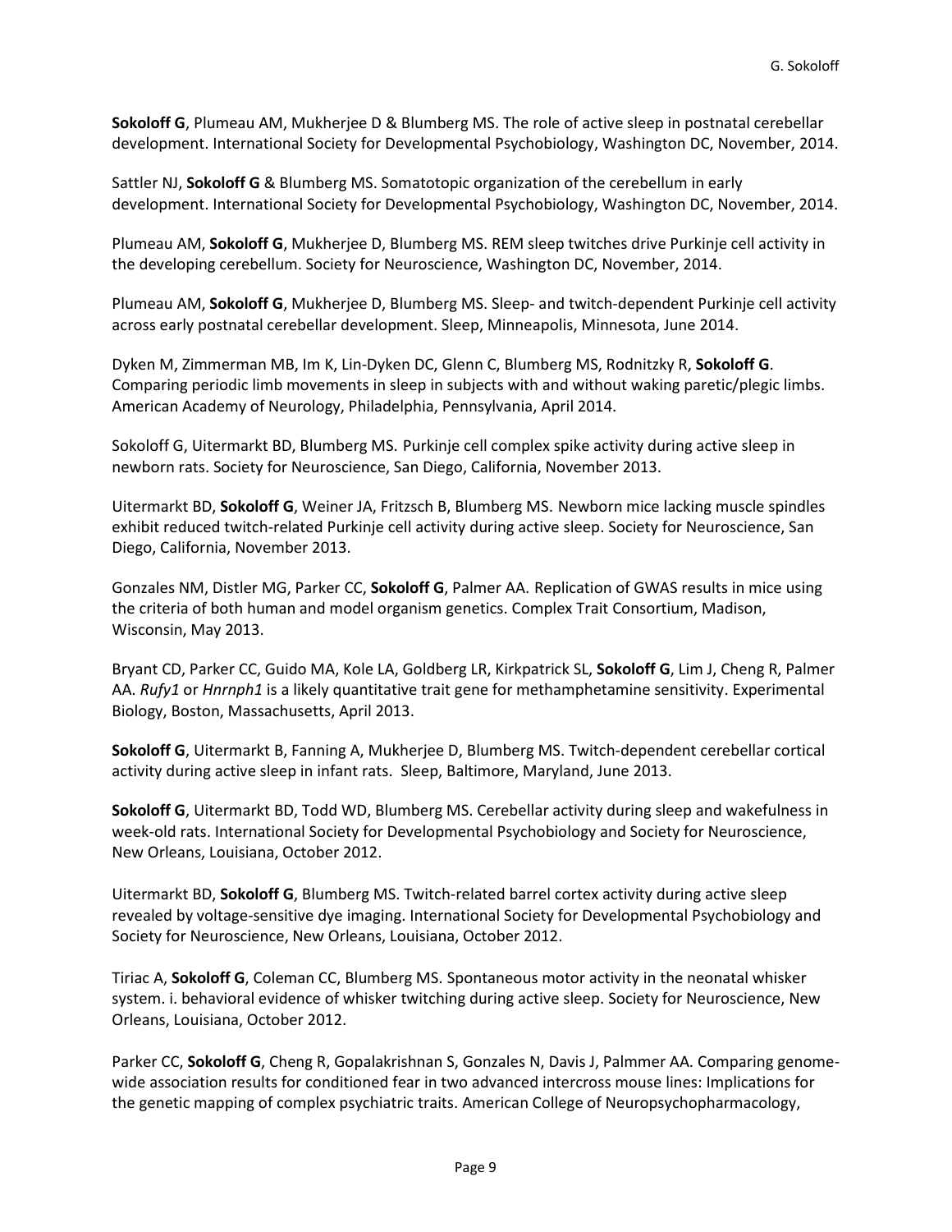**Sokoloff G**, Plumeau AM, Mukherjee D & Blumberg MS. The role of active sleep in postnatal cerebellar development. International Society for Developmental Psychobiology, Washington DC, November, 2014.

Sattler NJ, **Sokoloff G** & Blumberg MS. Somatotopic organization of the cerebellum in early development. International Society for Developmental Psychobiology, Washington DC, November, 2014.

Plumeau AM, **Sokoloff G**, Mukherjee D, Blumberg MS. REM sleep twitches drive Purkinje cell activity in the developing cerebellum. Society for Neuroscience, Washington DC, November, 2014.

Plumeau AM, **Sokoloff G**, Mukherjee D, Blumberg MS. Sleep- and twitch-dependent Purkinje cell activity across early postnatal cerebellar development. Sleep, Minneapolis, Minnesota, June 2014.

Dyken M, Zimmerman MB, Im K, Lin-Dyken DC, Glenn C, Blumberg MS, Rodnitzky R, **Sokoloff G**. Comparing periodic limb movements in sleep in subjects with and without waking paretic/plegic limbs. American Academy of Neurology, Philadelphia, Pennsylvania, April 2014.

Sokoloff G, Uitermarkt BD, Blumberg MS. Purkinje cell complex spike activity during active sleep in newborn rats. Society for Neuroscience, San Diego, California, November 2013.

Uitermarkt BD, **Sokoloff G**, Weiner JA, Fritzsch B, Blumberg MS. Newborn mice lacking muscle spindles exhibit reduced twitch-related Purkinje cell activity during active sleep. Society for Neuroscience, San Diego, California, November 2013.

Gonzales NM, Distler MG, Parker CC, **Sokoloff G**, Palmer AA. Replication of GWAS results in mice using the criteria of both human and model organism genetics. Complex Trait Consortium, Madison, Wisconsin, May 2013.

Bryant CD, Parker CC, Guido MA, Kole LA, Goldberg LR, Kirkpatrick SL, **Sokoloff G**, Lim J, Cheng R, Palmer AA. *Rufy1* or *Hnrnph1* is a likely quantitative trait gene for methamphetamine sensitivity. Experimental Biology, Boston, Massachusetts, April 2013.

**Sokoloff G**, Uitermarkt B, Fanning A, Mukherjee D, Blumberg MS. Twitch-dependent cerebellar cortical activity during active sleep in infant rats. Sleep, Baltimore, Maryland, June 2013.

**Sokoloff G**, Uitermarkt BD, Todd WD, Blumberg MS. Cerebellar activity during sleep and wakefulness in week-old rats. International Society for Developmental Psychobiology and Society for Neuroscience, New Orleans, Louisiana, October 2012.

Uitermarkt BD, **Sokoloff G**, Blumberg MS. Twitch-related barrel cortex activity during active sleep revealed by voltage-sensitive dye imaging. International Society for Developmental Psychobiology and Society for Neuroscience, New Orleans, Louisiana, October 2012.

Tiriac A, **Sokoloff G**, Coleman CC, Blumberg MS. Spontaneous motor activity in the neonatal whisker system. i. behavioral evidence of whisker twitching during active sleep. Society for Neuroscience, New Orleans, Louisiana, October 2012.

Parker CC, **Sokoloff G**, Cheng R, Gopalakrishnan S, Gonzales N, Davis J, Palmmer AA. Comparing genome-wide association results for conditioned fear in two advanced intercross mouse lines: Implications for the genetic mapping of complex psychiatric traits. American College of Neuropsychopharmacology,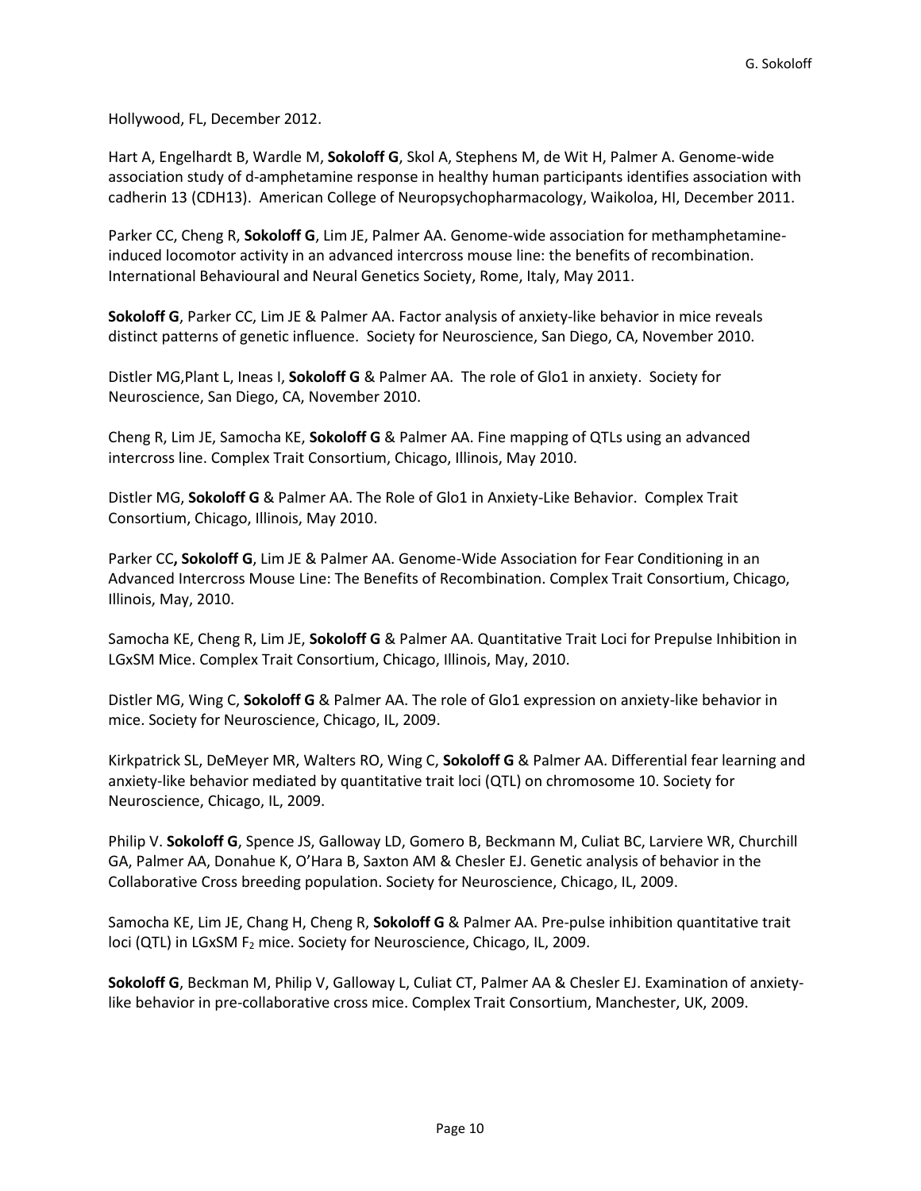Hollywood, FL, December 2012.

Hart A, Engelhardt B, Wardle M, **Sokoloff G**, Skol A, Stephens M, de Wit H, Palmer A. Genome-wide association study of d-amphetamine response in healthy human participants identifies association with cadherin 13 (CDH13). American College of Neuropsychopharmacology, Waikoloa, HI, December 2011.

Parker CC, Cheng R, **Sokoloff G**, Lim JE, Palmer AA. Genome-wide association for methamphetamine-induced locomotor activity in an advanced intercross mouse line: the benefits of recombination. International Behavioural and Neural Genetics Society, Rome, Italy, May 2011.

**Sokoloff G**, Parker CC, Lim JE & Palmer AA. Factor analysis of anxiety-like behavior in mice reveals distinct patterns of genetic influence. Society for Neuroscience, San Diego, CA, November 2010.

Distler MG,Plant L, Ineas I, **Sokoloff G** & Palmer AA. The role of Glo1 in anxiety. Society for Neuroscience, San Diego, CA, November 2010.

Cheng R, Lim JE, Samocha KE, **Sokoloff G** & Palmer AA. Fine mapping of QTLs using an advanced intercross line. Complex Trait Consortium, Chicago, Illinois, May 2010.

Distler MG, **Sokoloff G** & Palmer AA. The Role of Glo1 in Anxiety-Like Behavior. Complex Trait Consortium, Chicago, Illinois, May 2010.

Parker CC**, Sokoloff G**, Lim JE & Palmer AA. Genome-Wide Association for Fear Conditioning in an Advanced Intercross Mouse Line: The Benefits of Recombination. Complex Trait Consortium, Chicago, Illinois, May, 2010.

Samocha KE, Cheng R, Lim JE, **Sokoloff G** & Palmer AA. Quantitative Trait Loci for Prepulse Inhibition in LGxSM Mice. Complex Trait Consortium, Chicago, Illinois, May, 2010.

Distler MG, Wing C, **Sokoloff G** & Palmer AA. The role of Glo1 expression on anxiety-like behavior in mice. Society for Neuroscience, Chicago, IL, 2009.

Kirkpatrick SL, DeMeyer MR, Walters RO, Wing C, **Sokoloff G** & Palmer AA. Differential fear learning and anxiety-like behavior mediated by quantitative trait loci (QTL) on chromosome 10. Society for Neuroscience, Chicago, IL, 2009.

Philip V. **Sokoloff G**, Spence JS, Galloway LD, Gomero B, Beckmann M, Culiat BC, Larviere WR, Churchill GA, Palmer AA, Donahue K, O'Hara B, Saxton AM & Chesler EJ. Genetic analysis of behavior in the Collaborative Cross breeding population. Society for Neuroscience, Chicago, IL, 2009.

Samocha KE, Lim JE, Chang H, Cheng R, **Sokoloff G** & Palmer AA. Pre-pulse inhibition quantitative trait loci (QTL) in LGxSM $F_2$ mice. Society for Neuroscience, Chicago, IL, 2009.

**Sokoloff G**, Beckman M, Philip V, Galloway L, Culiat CT, Palmer AA & Chesler EJ. Examination of anxiety-like behavior in pre-collaborative cross mice. Complex Trait Consortium, Manchester, UK, 2009.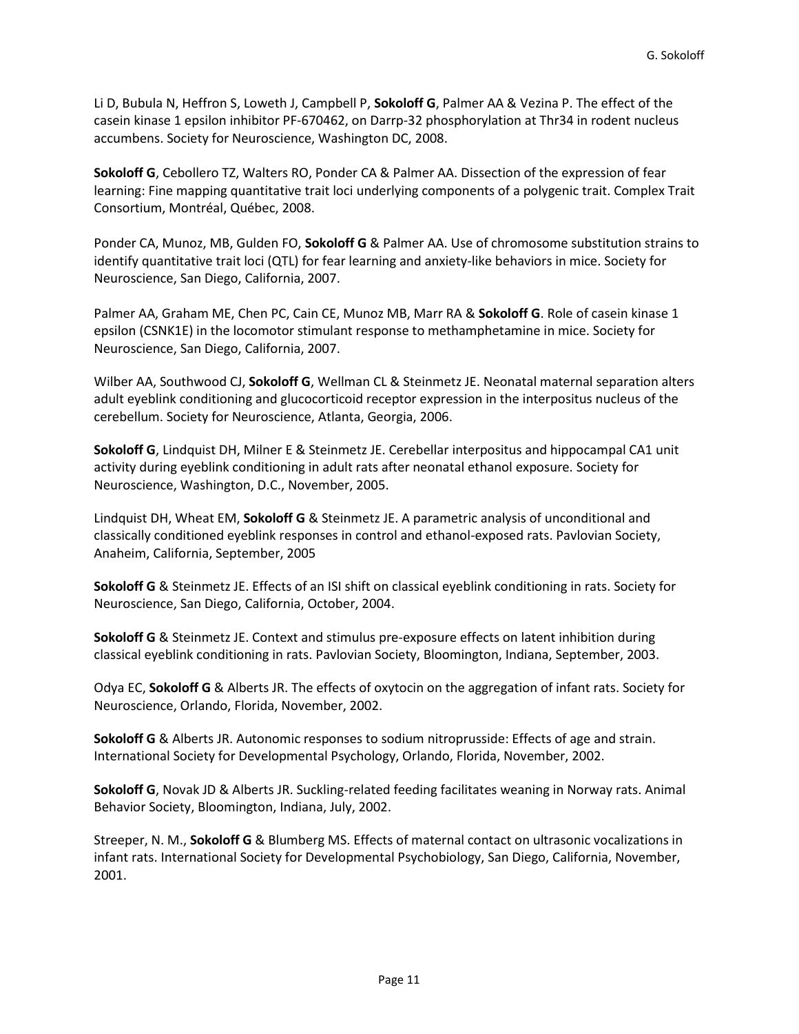Li D, Bubula N, Heffron S, Loweth J, Campbell P, **Sokoloff G**, Palmer AA & Vezina P. The effect of the casein kinase 1 epsilon inhibitor PF-670462, on Darrp-32 phosphorylation at Thr34 in rodent nucleus accumbens. Society for Neuroscience, Washington DC, 2008.

**Sokoloff G**, Cebollero TZ, Walters RO, Ponder CA & Palmer AA. Dissection of the expression of fear learning: Fine mapping quantitative trait loci underlying components of a polygenic trait. Complex Trait Consortium, Montréal, Québec, 2008.

Ponder CA, Munoz, MB, Gulden FO, **Sokoloff G** & Palmer AA. Use of chromosome substitution strains to identify quantitative trait loci (QTL) for fear learning and anxiety-like behaviors in mice. Society for Neuroscience, San Diego, California, 2007.

Palmer AA, Graham ME, Chen PC, Cain CE, Munoz MB, Marr RA & **Sokoloff G**. Role of casein kinase 1 epsilon (CSNK1E) in the locomotor stimulant response to methamphetamine in mice. Society for Neuroscience, San Diego, California, 2007.

Wilber AA, Southwood CJ, **Sokoloff G**, Wellman CL & Steinmetz JE. Neonatal maternal separation alters adult eyeblink conditioning and glucocorticoid receptor expression in the interpositus nucleus of the cerebellum. Society for Neuroscience, Atlanta, Georgia, 2006.

**Sokoloff G**, Lindquist DH, Milner E & Steinmetz JE. Cerebellar interpositus and hippocampal CA1 unit activity during eyeblink conditioning in adult rats after neonatal ethanol exposure. Society for Neuroscience, Washington, D.C., November, 2005.

Lindquist DH, Wheat EM, **Sokoloff G** & Steinmetz JE. A parametric analysis of unconditional and classically conditioned eyeblink responses in control and ethanol-exposed rats. Pavlovian Society, Anaheim, California, September, 2005

**Sokoloff G** & Steinmetz JE. Effects of an ISI shift on classical eyeblink conditioning in rats. Society for Neuroscience, San Diego, California, October, 2004.

**Sokoloff G** & Steinmetz JE. Context and stimulus pre-exposure effects on latent inhibition during classical eyeblink conditioning in rats. Pavlovian Society, Bloomington, Indiana, September, 2003.

Odya EC, **Sokoloff G** & Alberts JR. The effects of oxytocin on the aggregation of infant rats. Society for Neuroscience, Orlando, Florida, November, 2002.

**Sokoloff G** & Alberts JR. Autonomic responses to sodium nitroprusside: Effects of age and strain. International Society for Developmental Psychology, Orlando, Florida, November, 2002.

**Sokoloff G**, Novak JD & Alberts JR. Suckling-related feeding facilitates weaning in Norway rats. Animal Behavior Society, Bloomington, Indiana, July, 2002.

Streeper, N. M., **Sokoloff G** & Blumberg MS. Effects of maternal contact on ultrasonic vocalizations in infant rats. International Society for Developmental Psychobiology, San Diego, California, November, 2001.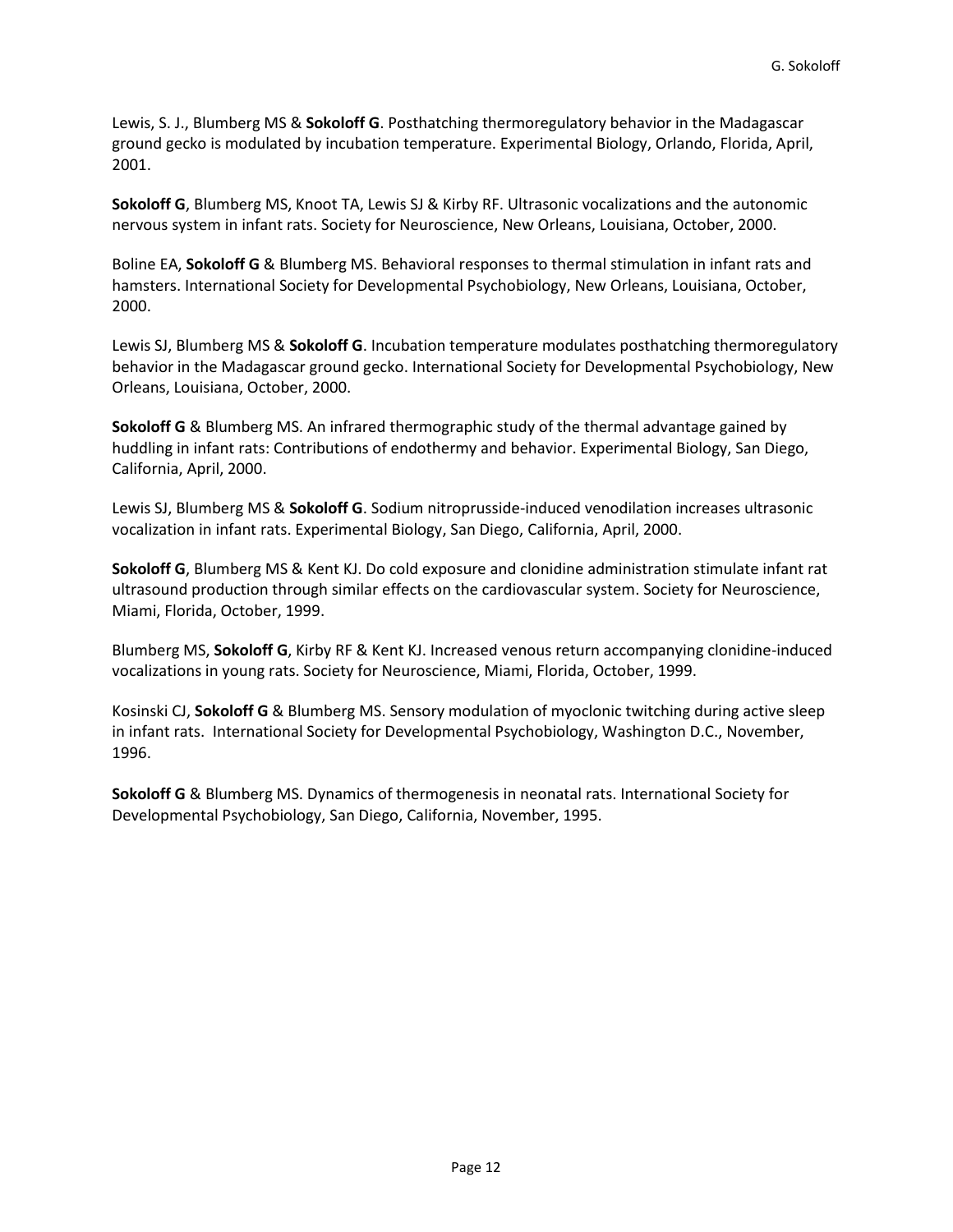Lewis, S. J., Blumberg MS & **Sokoloff G**. Posthatching thermoregulatory behavior in the Madagascar ground gecko is modulated by incubation temperature. Experimental Biology, Orlando, Florida, April, 2001.

**Sokoloff G**, Blumberg MS, Knoot TA, Lewis SJ & Kirby RF. Ultrasonic vocalizations and the autonomic nervous system in infant rats. Society for Neuroscience, New Orleans, Louisiana, October, 2000.

Boline EA, **Sokoloff G** & Blumberg MS. Behavioral responses to thermal stimulation in infant rats and hamsters. International Society for Developmental Psychobiology, New Orleans, Louisiana, October, 2000.

Lewis SJ, Blumberg MS & **Sokoloff G**. Incubation temperature modulates posthatching thermoregulatory behavior in the Madagascar ground gecko. International Society for Developmental Psychobiology, New Orleans, Louisiana, October, 2000.

**Sokoloff G** & Blumberg MS. An infrared thermographic study of the thermal advantage gained by huddling in infant rats: Contributions of endothermy and behavior. Experimental Biology, San Diego, California, April, 2000.

Lewis SJ, Blumberg MS & **Sokoloff G**. Sodium nitroprusside-induced venodilation increases ultrasonic vocalization in infant rats. Experimental Biology, San Diego, California, April, 2000.

**Sokoloff G**, Blumberg MS & Kent KJ. Do cold exposure and clonidine administration stimulate infant rat ultrasound production through similar effects on the cardiovascular system. Society for Neuroscience, Miami, Florida, October, 1999.

Blumberg MS, **Sokoloff G**, Kirby RF & Kent KJ. Increased venous return accompanying clonidine-induced vocalizations in young rats. Society for Neuroscience, Miami, Florida, October, 1999.

Kosinski CJ, **Sokoloff G** & Blumberg MS. Sensory modulation of myoclonic twitching during active sleep in infant rats. International Society for Developmental Psychobiology, Washington D.C., November, 1996.

**Sokoloff G** & Blumberg MS. Dynamics of thermogenesis in neonatal rats. International Society for Developmental Psychobiology, San Diego, California, November, 1995.